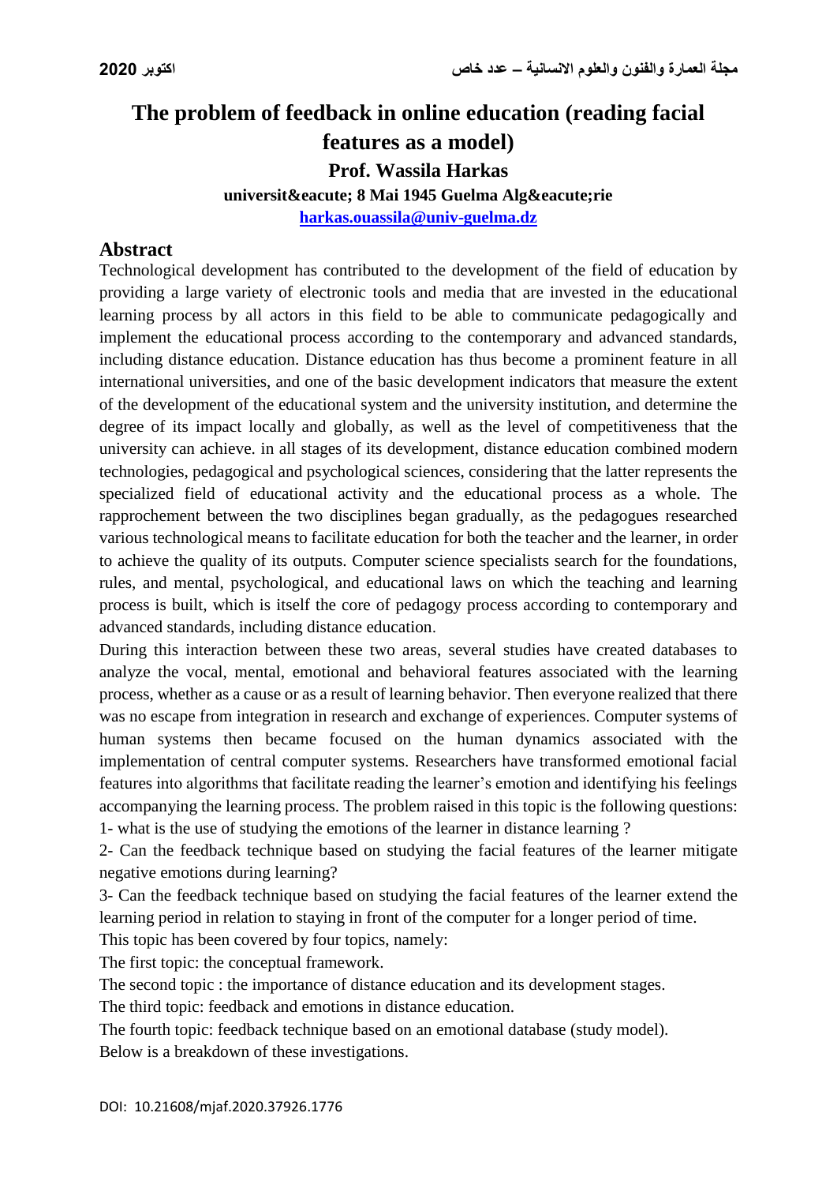# The problem of feedback in online education (reading facial features as a model)

**Prof. Wassila Harkas**

**universit&eacute; 8 Mai 1945 Guelma Alg&eacute;rie**

**harkas.ouassila@univ-guelma.dz**

## Abstract

Technological development has contributed to the development of the field of education by providing a large variety of electronic tools and media that are invested in the educational learning process by all actors in this field to be able to communicate pedagogically and implement the educational process according to the contemporary and advanced standards, including distance education. Distance education has thus become a prominent feature in all international universities, and one of the basic development indicators that measure the extent of the development of the educational system and the university institution, and determine the degree of its impact locally and globally, as well as the level of competitiveness that the university can achieve. in all stages of its development, distance education combined modern technologies, pedagogical and psychological sciences, considering that the latter represents the specialized field of educational activity and the educational process as a whole. The rapprochement between the two disciplines began gradually, as the pedagogues researched various technological means to facilitate education for both the teacher and the learner, in order to achieve the quality of its outputs. Computer science specialists search for the foundations, rules, and mental, psychological, and educational laws on which the teaching and learning process is built, which is itself the core of pedagogy process according to contemporary and advanced standards, including distance education.

During this interaction between these two areas, several studies have created databases to analyze the vocal, mental, emotional and behavioral features associated with the learning process, whether as a cause or as a result of learning behavior. Then everyone realized that there was no escape from integration in research and exchange of experiences. Computer systems of human systems then became focused on the human dynamics associated with the implementation of central computer systems. Researchers have transformed emotional facial features into algorithms that facilitate reading the learner's emotion and identifying his feelings accompanying the learning process. The problem raised in this topic is the following questions:

1- what is the use of studying the emotions of the learner in distance learning ?

2- Can the feedback technique based on studying the facial features of the learner mitigate negative emotions during learning?

3- Can the feedback technique based on studying the facial features of the learner extend the learning period in relation to staying in front of the computer for a longer period of time.

This topic has been covered by four topics, namely:

The first topic: the conceptual framework.

The second topic : the importance of distance education and its development stages.

The third topic: feedback and emotions in distance education.

The fourth topic: feedback technique based on an emotional database (study model).

Below is a breakdown of these investigations.

DOI: 10.21608/mjaf.2020.37926.1776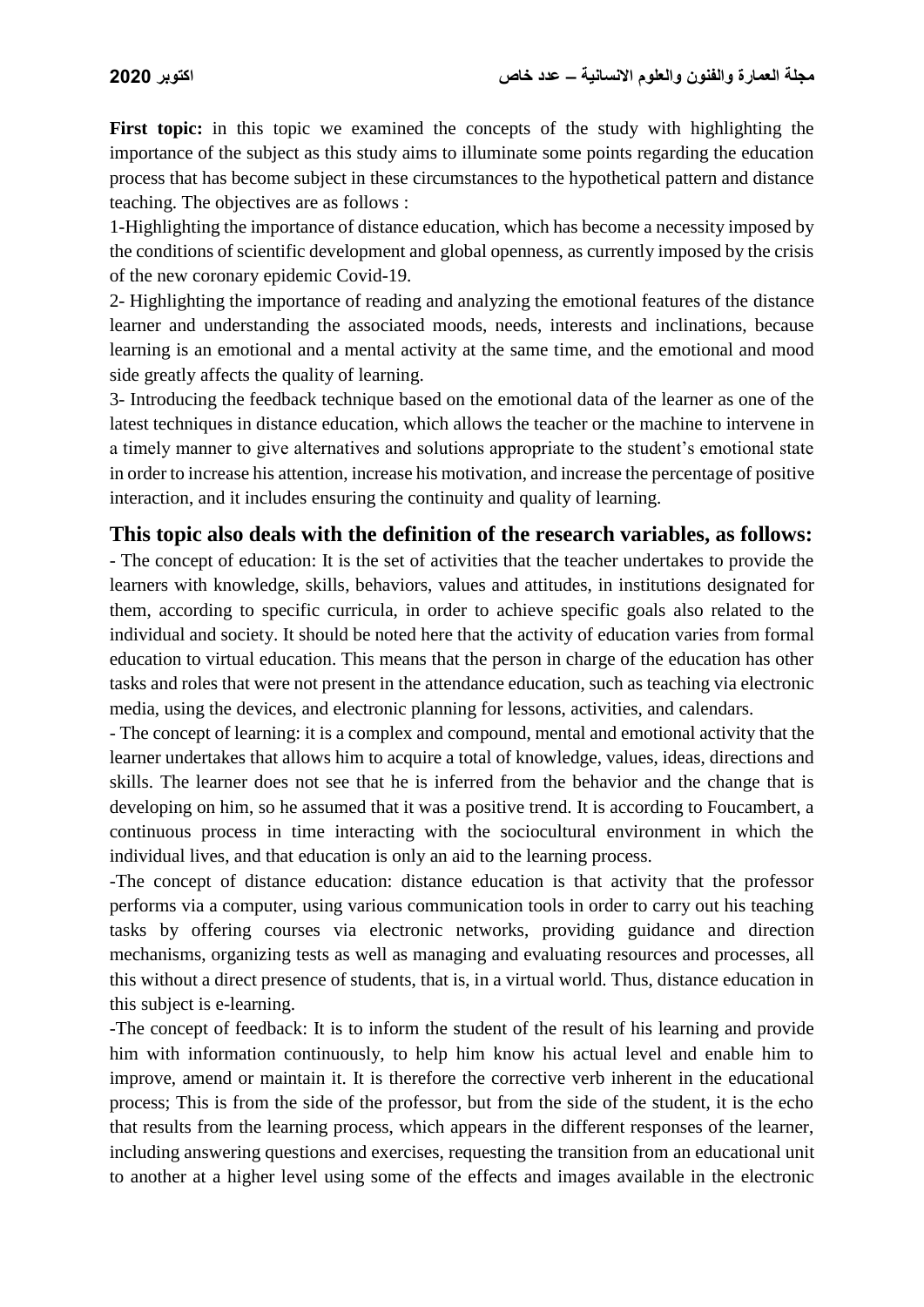**First topic:** in this topic we examined the concepts of the study with highlighting the importance of the subject as this study aims to illuminate some points regarding the education process that has become subject in these circumstances to the hypothetical pattern and distance teaching. The objectives are as follows :

1-Highlighting the importance of distance education, which has become a necessity imposed by the conditions of scientific development and global openness, as currently imposed by the crisis of the new coronary epidemic Covid-19.

2- Highlighting the importance of reading and analyzing the emotional features of the distance learner and understanding the associated moods, needs, interests and inclinations, because learning is an emotional and a mental activity at the same time, and the emotional and mood side greatly affects the quality of learning.

3- Introducing the feedback technique based on the emotional data of the learner as one of the latest techniques in distance education, which allows the teacher or the machine to intervene in a timely manner to give alternatives and solutions appropriate to the student's emotional state in order to increase his attention, increase his motivation, and increase the percentage of positive interaction, and it includes ensuring the continuity and quality of learning.

## This topic also deals with the definition of the research variables, as follows:

- The concept of education: It is the set of activities that the teacher undertakes to provide the learners with knowledge, skills, behaviors, values and attitudes, in institutions designated for them, according to specific curricula, in order to achieve specific goals also related to the individual and society. It should be noted here that the activity of education varies from formal education to virtual education. This means that the person in charge of the education has other tasks and roles that were not present in the attendance education, such as teaching via electronic media, using the devices, and electronic planning for lessons, activities, and calendars.

- The concept of learning: it is a complex and compound, mental and emotional activity that the learner undertakes that allows him to acquire a total of knowledge, values, ideas, directions and skills. The learner does not see that he is inferred from the behavior and the change that is developing on him, so he assumed that it was a positive trend. It is according to Foucambert, a continuous process in time interacting with the sociocultural environment in which the individual lives, and that education is only an aid to the learning process.

-The concept of distance education: distance education is that activity that the professor performs via a computer, using various communication tools in order to carry out his teaching tasks by offering courses via electronic networks, providing guidance and direction mechanisms, organizing tests as well as managing and evaluating resources and processes, all this without a direct presence of students, that is, in a virtual world. Thus, distance education in this subject is e-learning.

-The concept of feedback: It is to inform the student of the result of his learning and provide him with information continuously, to help him know his actual level and enable him to improve, amend or maintain it. It is therefore the corrective verb inherent in the educational process; This is from the side of the professor, but from the side of the student, it is the echo that results from the learning process, which appears in the different responses of the learner, including answering questions and exercises, requesting the transition from an educational unit to another at a higher level using some of the effects and images available in the electronic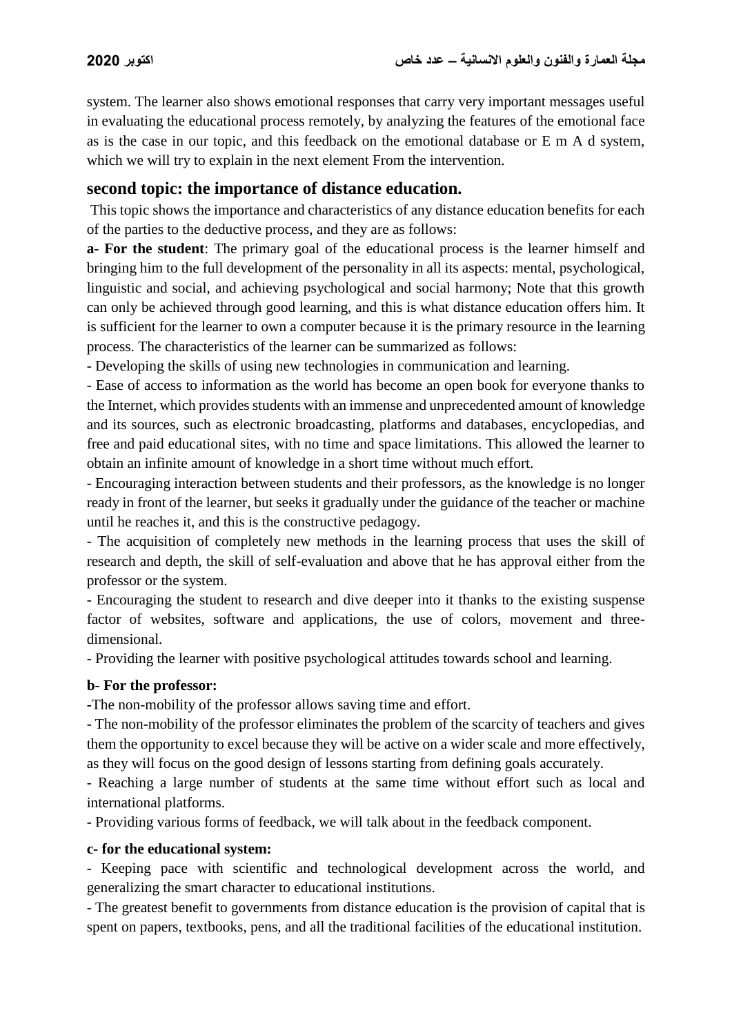system. The learner also shows emotional responses that carry very important messages useful in evaluating the educational process remotely, by analyzing the features of the emotional face as is the case in our topic, and this feedback on the emotional database or E m A d system, which we will try to explain in the next element From the intervention.

## second topic: the importance of distance education.

This topic shows the importance and characteristics of any distance education benefits for each of the parties to the deductive process, and they are as follows:

**a- For the student**: The primary goal of the educational process is the learner himself and bringing him to the full development of the personality in all its aspects: mental, psychological, linguistic and social, and achieving psychological and social harmony; Note that this growth can only be achieved through good learning, and this is what distance education offers him. It is sufficient for the learner to own a computer because it is the primary resource in the learning process. The characteristics of the learner can be summarized as follows:

- Developing the skills of using new technologies in communication and learning.
- Ease of access to information as the world has become an open book for everyone thanks to the Internet, which provides students with an immense and unprecedented amount of knowledge and its sources, such as electronic broadcasting, platforms and databases, encyclopedias, and free and paid educational sites, with no time and space limitations. This allowed the learner to obtain an infinite amount of knowledge in a short time without much effort.
- Encouraging interaction between students and their professors, as the knowledge is no longer ready in front of the learner, but seeks it gradually under the guidance of the teacher or machine until he reaches it, and this is the constructive pedagogy.
- The acquisition of completely new methods in the learning process that uses the skill of research and depth, the skill of self-evaluation and above that he has approval either from the professor or the system.
- Encouraging the student to research and dive deeper into it thanks to the existing suspense factor of websites, software and applications, the use of colors, movement and three-dimensional.
- Providing the learner with positive psychological attitudes towards school and learning.

**b- For the professor:**

- The non-mobility of the professor allows saving time and effort.
- The non-mobility of the professor eliminates the problem of the scarcity of teachers and gives them the opportunity to excel because they will be active on a wider scale and more effectively, as they will focus on the good design of lessons starting from defining goals accurately.
- Reaching a large number of students at the same time without effort such as local and international platforms.
- Providing various forms of feedback, we will talk about in the feedback component.

**c- for the educational system:**

- Keeping pace with scientific and technological development across the world, and generalizing the smart character to educational institutions.
- The greatest benefit to governments from distance education is the provision of capital that is spent on papers, textbooks, pens, and all the traditional facilities of the educational institution.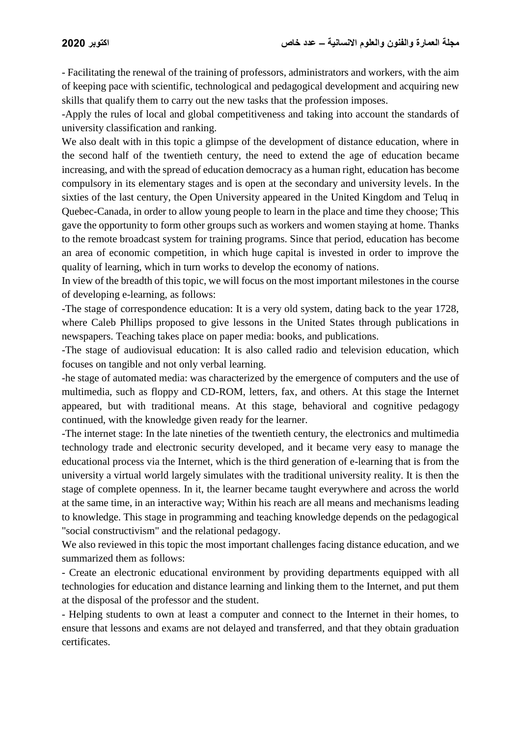- Facilitating the renewal of the training of professors, administrators and workers, with the aim of keeping pace with scientific, technological and pedagogical development and acquiring new skills that qualify them to carry out the new tasks that the profession imposes.

-Apply the rules of local and global competitiveness and taking into account the standards of university classification and ranking.

We also dealt with in this topic a glimpse of the development of distance education, where in the second half of the twentieth century, the need to extend the age of education became increasing, and with the spread of education democracy as a human right, education has become compulsory in its elementary stages and is open at the secondary and university levels. In the sixties of the last century, the Open University appeared in the United Kingdom and Teluq in Quebec-Canada, in order to allow young people to learn in the place and time they choose; This gave the opportunity to form other groups such as workers and women staying at home. Thanks to the remote broadcast system for training programs. Since that period, education has become an area of economic competition, in which huge capital is invested in order to improve the quality of learning, which in turn works to develop the economy of nations.

In view of the breadth of this topic, we will focus on the most important milestones in the course of developing e-learning, as follows:

-The stage of correspondence education: It is a very old system, dating back to the year 1728, where Caleb Phillips proposed to give lessons in the United States through publications in newspapers. Teaching takes place on paper media: books, and publications.

-The stage of audiovisual education: It is also called radio and television education, which focuses on tangible and not only verbal learning.

-he stage of automated media: was characterized by the emergence of computers and the use of multimedia, such as floppy and CD-ROM, letters, fax, and others. At this stage the Internet appeared, but with traditional means. At this stage, behavioral and cognitive pedagogy continued, with the knowledge given ready for the learner.

-The internet stage: In the late nineties of the twentieth century, the electronics and multimedia technology trade and electronic security developed, and it became very easy to manage the educational process via the Internet, which is the third generation of e-learning that is from the university a virtual world largely simulates with the traditional university reality. It is then the stage of complete openness. In it, the learner became taught everywhere and across the world at the same time, in an interactive way; Within his reach are all means and mechanisms leading to knowledge. This stage in programming and teaching knowledge depends on the pedagogical "social constructivism" and the relational pedagogy.

We also reviewed in this topic the most important challenges facing distance education, and we summarized them as follows:

- Create an electronic educational environment by providing departments equipped with all technologies for education and distance learning and linking them to the Internet, and put them at the disposal of the professor and the student.

- Helping students to own at least a computer and connect to the Internet in their homes, to ensure that lessons and exams are not delayed and transferred, and that they obtain graduation certificates.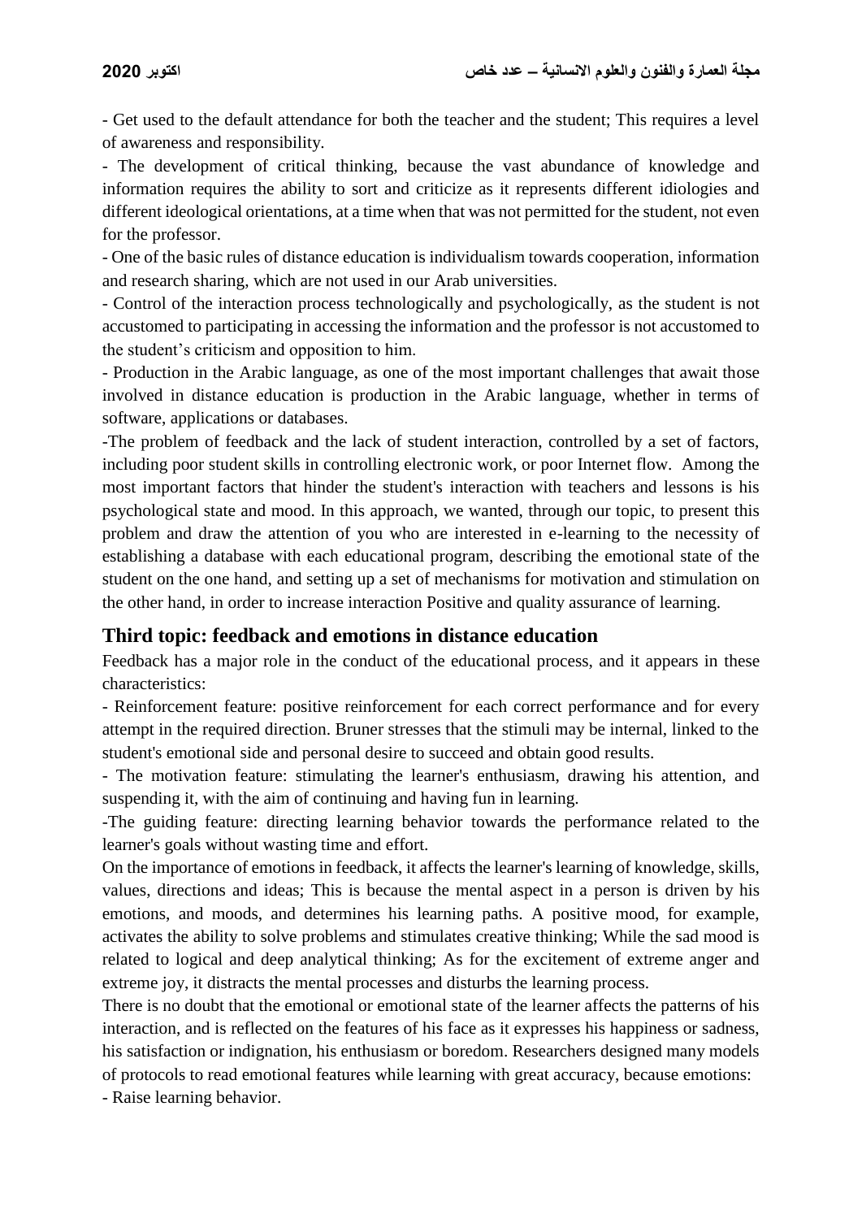- Get used to the default attendance for both the teacher and the student; This requires a level of awareness and responsibility.

- The development of critical thinking, because the vast abundance of knowledge and information requires the ability to sort and criticize as it represents different idiologies and different ideological orientations, at a time when that was not permitted for the student, not even for the professor.

- One of the basic rules of distance education is individualism towards cooperation, information and research sharing, which are not used in our Arab universities.

- Control of the interaction process technologically and psychologically, as the student is not accustomed to participating in accessing the information and the professor is not accustomed to the student's criticism and opposition to him.

- Production in the Arabic language, as one of the most important challenges that await those involved in distance education is production in the Arabic language, whether in terms of software, applications or databases.

-The problem of feedback and the lack of student interaction, controlled by a set of factors, including poor student skills in controlling electronic work, or poor Internet flow. Among the most important factors that hinder the student's interaction with teachers and lessons is his psychological state and mood. In this approach, we wanted, through our topic, to present this problem and draw the attention of you who are interested in e-learning to the necessity of establishing a database with each educational program, describing the emotional state of the student on the one hand, and setting up a set of mechanisms for motivation and stimulation on the other hand, in order to increase interaction Positive and quality assurance of learning.

## Third topic: feedback and emotions in distance education

Feedback has a major role in the conduct of the educational process, and it appears in these characteristics:

- Reinforcement feature: positive reinforcement for each correct performance and for every attempt in the required direction. Bruner stresses that the stimuli may be internal, linked to the student's emotional side and personal desire to succeed and obtain good results.

- The motivation feature: stimulating the learner's enthusiasm, drawing his attention, and suspending it, with the aim of continuing and having fun in learning.

-The guiding feature: directing learning behavior towards the performance related to the learner's goals without wasting time and effort.

On the importance of emotions in feedback, it affects the learner's learning of knowledge, skills, values, directions and ideas; This is because the mental aspect in a person is driven by his emotions, and moods, and determines his learning paths. A positive mood, for example, activates the ability to solve problems and stimulates creative thinking; While the sad mood is related to logical and deep analytical thinking; As for the excitement of extreme anger and extreme joy, it distracts the mental processes and disturbs the learning process.

There is no doubt that the emotional or emotional state of the learner affects the patterns of his interaction, and is reflected on the features of his face as it expresses his happiness or sadness, his satisfaction or indignation, his enthusiasm or boredom. Researchers designed many models of protocols to read emotional features while learning with great accuracy, because emotions:

- Raise learning behavior.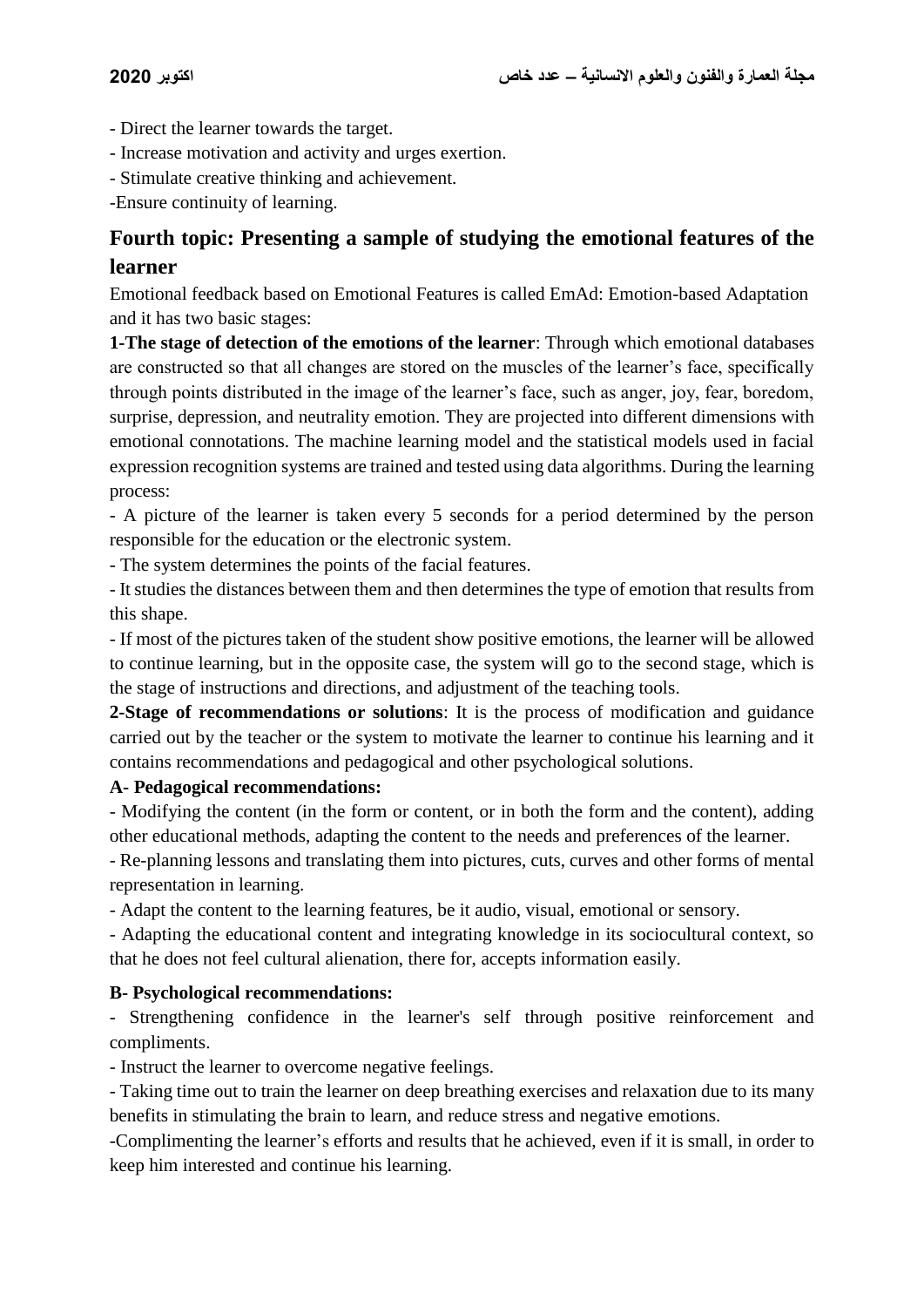- Direct the learner towards the target.
- Increase motivation and activity and urges exertion.
- Stimulate creative thinking and achievement.
-Ensure continuity of learning.

## Fourth topic: Presenting a sample of studying the emotional features of the learner

Emotional feedback based on Emotional Features is called EmAd: Emotion-based Adaptation and it has two basic stages:

**1-The stage of detection of the emotions of the learner**: Through which emotional databases are constructed so that all changes are stored on the muscles of the learner's face, specifically through points distributed in the image of the learner's face, such as anger, joy, fear, boredom, surprise, depression, and neutrality emotion. They are projected into different dimensions with emotional connotations. The machine learning model and the statistical models used in facial expression recognition systems are trained and tested using data algorithms. During the learning process:

- A picture of the learner is taken every 5 seconds for a period determined by the person responsible for the education or the electronic system.
- The system determines the points of the facial features.
- It studies the distances between them and then determines the type of emotion that results from this shape.
- If most of the pictures taken of the student show positive emotions, the learner will be allowed to continue learning, but in the opposite case, the system will go to the second stage, which is the stage of instructions and directions, and adjustment of the teaching tools.

**2-Stage of recommendations or solutions**: It is the process of modification and guidance carried out by the teacher or the system to motivate the learner to continue his learning and it contains recommendations and pedagogical and other psychological solutions.

**A- Pedagogical recommendations:**

- Modifying the content (in the form or content, or in both the form and the content), adding other educational methods, adapting the content to the needs and preferences of the learner.
- Re-planning lessons and translating them into pictures, cuts, curves and other forms of mental representation in learning.
- Adapt the content to the learning features, be it audio, visual, emotional or sensory.
- Adapting the educational content and integrating knowledge in its sociocultural context, so that he does not feel cultural alienation, there for, accepts information easily.

**B- Psychological recommendations:**

- Strengthening confidence in the learner's self through positive reinforcement and compliments.
- Instruct the learner to overcome negative feelings.
- Taking time out to train the learner on deep breathing exercises and relaxation due to its many benefits in stimulating the brain to learn, and reduce stress and negative emotions.
-Complimenting the learner's efforts and results that he achieved, even if it is small, in order to keep him interested and continue his learning.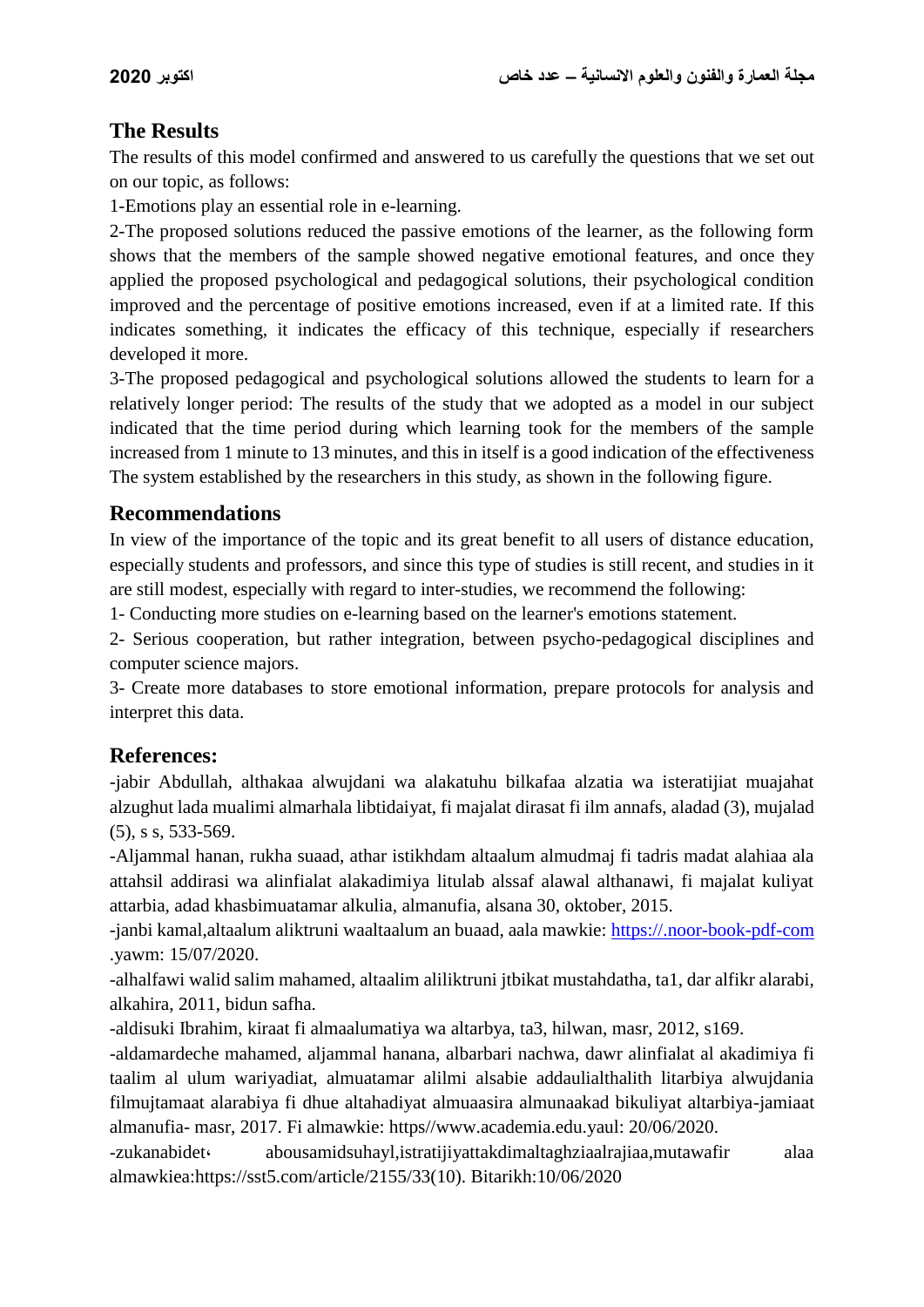## The Results

The results of this model confirmed and answered to us carefully the questions that we set out on our topic, as follows:

1-Emotions play an essential role in e-learning.

2-The proposed solutions reduced the passive emotions of the learner, as the following form shows that the members of the sample showed negative emotional features, and once they applied the proposed psychological and pedagogical solutions, their psychological condition improved and the percentage of positive emotions increased, even if at a limited rate. If this indicates something, it indicates the efficacy of this technique, especially if researchers developed it more.

3-The proposed pedagogical and psychological solutions allowed the students to learn for a relatively longer period: The results of the study that we adopted as a model in our subject indicated that the time period during which learning took for the members of the sample increased from 1 minute to 13 minutes, and this in itself is a good indication of the effectiveness The system established by the researchers in this study, as shown in the following figure.

## Recommendations

In view of the importance of the topic and its great benefit to all users of distance education, especially students and professors, and since this type of studies is still recent, and studies in it are still modest, especially with regard to inter-studies, we recommend the following:

1- Conducting more studies on e-learning based on the learner's emotions statement.

2- Serious cooperation, but rather integration, between psycho-pedagogical disciplines and computer science majors.

3- Create more databases to store emotional information, prepare protocols for analysis and interpret this data.

## References:

-jabir Abdullah, althakaa alwujdani wa alakatuhu bilkafaa alzatia wa isteratijiat muajahat alzughut lada mualimi almarhala libtidaiyat, fi majalat dirasat fi ilm annafs, aladad (3), mujalad (5), s s, 533-569.

-Aljammal hanan, rukha suaad, athar istikhdam altaalum almudmaj fi tadris madat alahiaa ala attahsil addirasi wa alinfialat alakadimiya litulab alssaf alawal althanawi, fi majalat kuliyat attarbia, adad khasbimuatamar alkulia, almanufia, alsana 30, oktober, 2015.

-janbi kamal,altaalum aliktruni waaltaalum an buaad, aala mawkie: https://.noor-book-pdf-com .yawm: 15/07/2020.

-alhalfawi walid salim mahamed, altaalim aliliktruni jtbikat mustahdatha, ta1, dar alfikr alarabi, alkahira, 2011, bidun safha.

-aldisuki Ibrahim, kiraat fi almaalumatiya wa altarbya, ta3, hilwan, masr, 2012, s169.

-aldamardeche mahamed, aljammal hanana, albarbari nachwa, dawr alinfialat al akadimiya fi taalim al ulum wariyadiat, almuatamar alilmi alsabie addaulialthalith litarbiya alwujdania filmujtamaat alarabiya fi dhue altahadiyat almuaasira almunaakad bikuliyat altarbiya-jamiaat almanufia- masr, 2017. Fi almawkie: https//www.academia.edu.yaul: 20/06/2020.

-zukanabidet، abousamidsuhayl,istratijiyattakdimaltaghziaalrajiaa,mutawafir alaa almawkiea:https://sst5.com/article/2155/33(10). Bitarikh:10/06/2020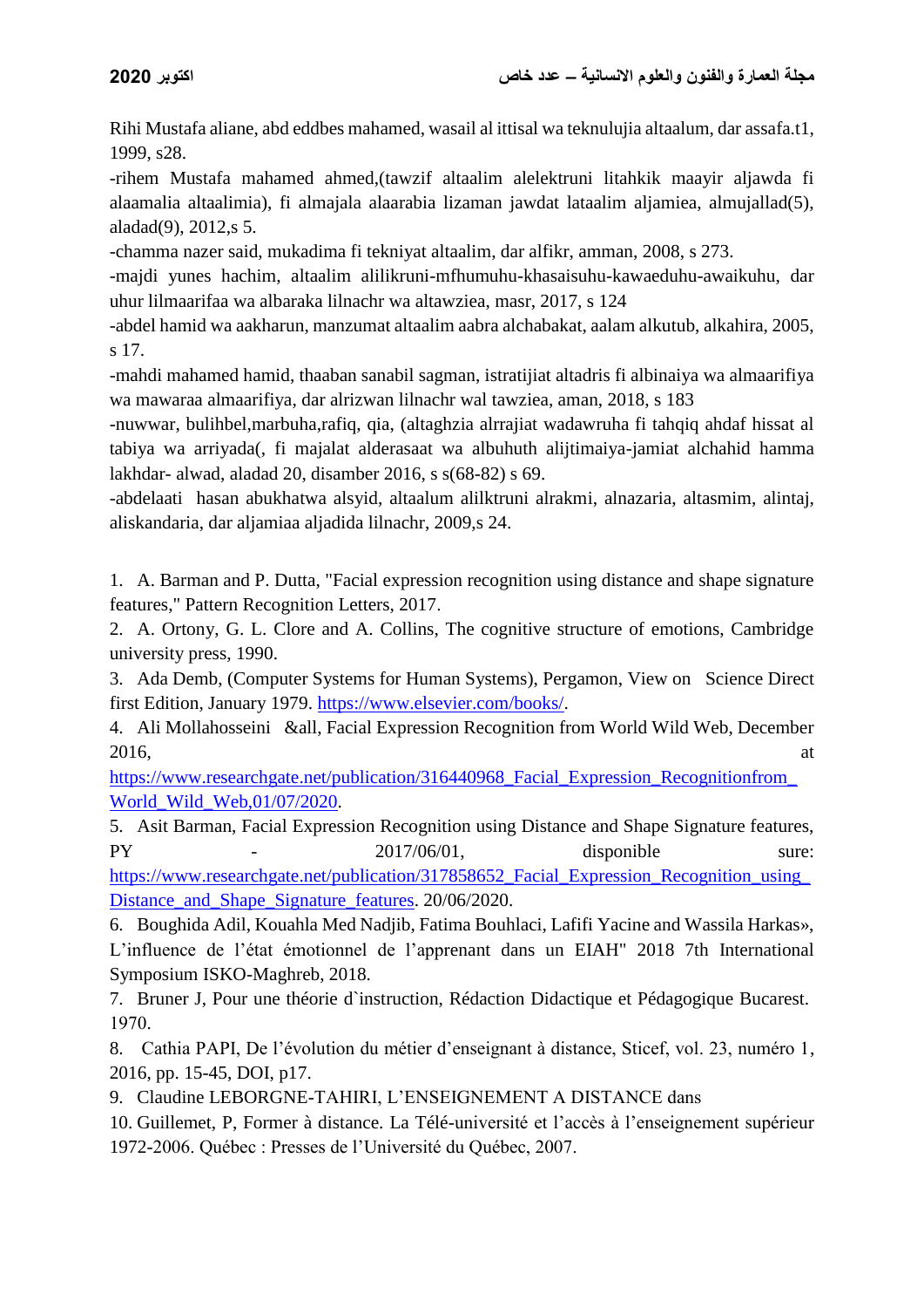Rihi Mustafa aliane, abd eddbes mahamed, wasail al ittisal wa teknulujia altaalum, dar assafa.t1, 1999, s28.

-rihem Mustafa mahamed ahmed,(tawzif altaalim alelektruni litahkik maayir aljawda fi alaamalia altaalimia), fi almajala alaarabia lizaman jawdat lataalim aljamiea, almujallad(5), aladad(9), 2012,s 5.

-chamma nazer said, mukadima fi tekniyat altaalim, dar alfikr, amman, 2008, s 273.

-majdi yunes hachim, altaalim alilikruni-mfhumuhu-khasaisuhu-kawaeduhu-awaikuhu, dar uhur lilmaarifaa wa albaraka lilnachr wa altawziea, masr, 2017, s 124

-abdel hamid wa aakharun, manzumat altaalim aabra alchabakat, aalam alkutub, alkahira, 2005, s 17.

-mahdi mahamed hamid, thaaban sanabil sagman, istratijiat altadris fi albinaiya wa almaarifiya wa mawaraa almaarifiya, dar alrizwan lilnachr wal tawziea, aman, 2018, s 183

-nuwwar, bulihbel,marbuha,rafiq, qia, (altaghzia alrrajiat wadawruha fi tahqiq ahdaf hissat al tabiya wa arriyada(, fi majalat alderasaat wa albuhuth alijtimaiya-jamiat alchahid hamma lakhdar- alwad, aladad 20, disamber 2016, s s(68-82) s 69.

-abdelaati hasan abukhatwa alsyid, altaalum alilktruni alrakmi, alnazaria, altasmim, alintaj, aliskandaria, dar aljamiaa aljadida lilnachr, 2009,s 24.

1. A. Barman and P. Dutta, "Facial expression recognition using distance and shape signature features," Pattern Recognition Letters, 2017.
2. A. Ortony, G. L. Clore and A. Collins, The cognitive structure of emotions, Cambridge university press, 1990.
3. Ada Demb, (Computer Systems for Human Systems), Pergamon, View on Science Direct first Edition, January 1979. https://www.elsevier.com/books/.
4. Ali Mollahosseini &all, Facial Expression Recognition from World Wild Web, December 2016, at https://www.researchgate.net/publication/316440968_Facial_Expression_Recognitionfrom_World_Wild_Web,01/07/2020.
5. Asit Barman, Facial Expression Recognition using Distance and Shape Signature features, PY - 2017/06/01, disponible sure: https://www.researchgate.net/publication/317858652_Facial_Expression_Recognition_using_Distance_and_Shape_Signature_features. 20/06/2020.
6. Boughida Adil, Kouahla Med Nadjib, Fatima Bouhlaci, Lafifi Yacine and Wassila Harkas», L'influence de l'état émotionnel de l'apprenant dans un EIAH" 2018 7th International Symposium ISKO-Maghreb, 2018.
7. Bruner J, Pour une théorie d`instruction, Rédaction Didactique et Pédagogique Bucarest. 1970.
8. Cathia PAPI, De l'évolution du métier d'enseignant à distance, Sticef, vol. 23, numéro 1, 2016, pp. 15-45, DOI, p17.
9. Claudine LEBORGNE-TAHIRI, L'ENSEIGNEMENT A DISTANCE dans
10. Guillemet, P, Former à distance. La Télé-université et l'accès à l'enseignement supérieur 1972-2006. Québec : Presses de l'Université du Québec, 2007.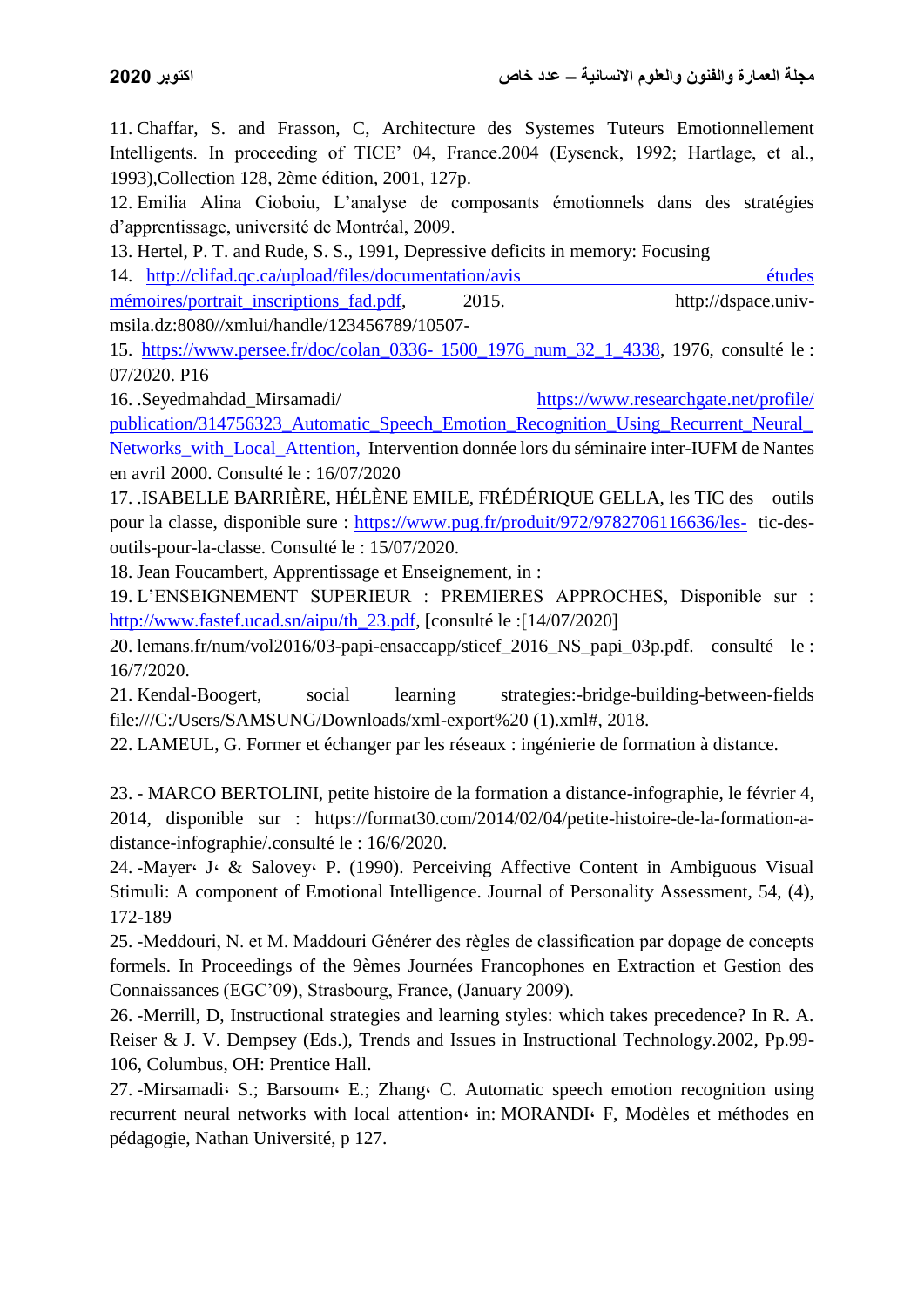11. Chaffar, S. and Frasson, C, Architecture des Systemes Tuteurs Emotionnellement Intelligents. In proceeding of TICE' 04, France.2004 (Eysenck, 1992; Hartlage, et al., 1993),Collection 128, 2ème édition, 2001, 127p.

12. Emilia Alina Cioboiu, L'analyse de composants émotionnels dans des stratégies d'apprentissage, université de Montréal, 2009.

13. Hertel, P. T. and Rude, S. S., 1991, Depressive deficits in memory: Focusing

14. http://clifad.qc.ca/upload/files/documentation/avis études mémoires/portrait_inscriptions_fad.pdf, 2015. http://dspace.univ-msila.dz:8080//xmlui/handle/123456789/10507-

15. https://www.persee.fr/doc/colan_0336- 1500_1976_num_32_1_4338, 1976, consulté le : 07/2020. P16

16. .Seyedmahdad_Mirsamadi/ https://www.researchgate.net/profile/publication/314756323_Automatic_Speech_Emotion_Recognition_Using_Recurrent_Neural_Networks_with_Local_Attention, Intervention donnée lors du séminaire inter-IUFM de Nantes en avril 2000. Consulté le : 16/07/2020

17. .ISABELLE BARRIÈRE, HÉLÈNE EMILE, FRÉDÉRIQUE GELLA, les TIC des outils pour la classe, disponible sure : https://www.pug.fr/produit/972/9782706116636/les- tic-des-outils-pour-la-classe. Consulté le : 15/07/2020.

18. Jean Foucambert, Apprentissage et Enseignement, in :

19. L'ENSEIGNEMENT SUPERIEUR : PREMIERES APPROCHES, Disponible sur : http://www.fastef.ucad.sn/aipu/th_23.pdf, [consulté le :[14/07/2020]

20. lemans.fr/num/vol2016/03-papi-ensaccapp/sticef_2016_NS_papi_03p.pdf. consulté le : 16/7/2020.

21. Kendal-Boogert, social learning strategies:-bridge-building-between-fields file:///C:/Users/SAMSUNG/Downloads/xml-export%20 (1).xml#, 2018.

22. LAMEUL, G. Former et échanger par les réseaux : ingénierie de formation à distance.

23. - MARCO BERTOLINI, petite histoire de la formation a distance-infographie, le février 4, 2014, disponible sur : https://format30.com/2014/02/04/petite-histoire-de-la-formation-a-distance-infographie/.consulté le : 16/6/2020.

24. -Mayer، J، & Salovey، P. (1990). Perceiving Affective Content in Ambiguous Visual Stimuli: A component of Emotional Intelligence. Journal of Personality Assessment, 54, (4), 172-189

25. -Meddouri, N. et M. Maddouri Générer des règles de classification par dopage de concepts formels. In Proceedings of the 9èmes Journées Francophones en Extraction et Gestion des Connaissances (EGC'09), Strasbourg, France, (January 2009).

26. -Merrill, D, Instructional strategies and learning styles: which takes precedence? In R. A. Reiser & J. V. Dempsey (Eds.), Trends and Issues in Instructional Technology.2002, Pp.99-106, Columbus, OH: Prentice Hall.

27. -Mirsamadi، S.; Barsoum، E.; Zhang، C. Automatic speech emotion recognition using recurrent neural networks with local attention، in: MORANDI، F, Modèles et méthodes en pédagogie, Nathan Université, p 127.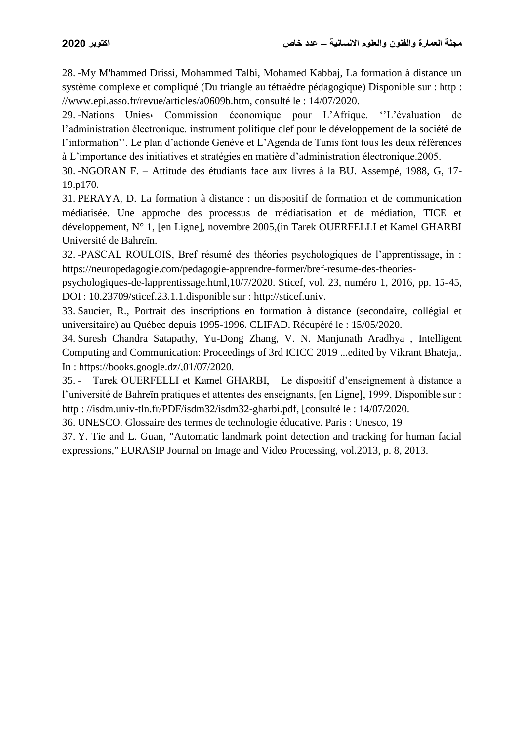28. -My M'hammed Drissi, Mohammed Talbi, Mohamed Kabbaj, La formation à distance un système complexe et compliqué (Du triangle au tétraèdre pédagogique) Disponible sur : http : //www.epi.asso.fr/revue/articles/a0609b.htm, consulté le : 14/07/2020.

29. -Nations Unies، Commission économique pour L'Afrique. ''L'évaluation de l'administration électronique. instrument politique clef pour le développement de la société de l'information''. Le plan d'actionde Genève et L'Agenda de Tunis font tous les deux références à L'importance des initiatives et stratégies en matière d'administration électronique.2005.

30. -NGORAN F. – Attitude des étudiants face aux livres à la BU. Assempé, 1988, G, 17-19.p170.

31. PERAYA, D. La formation à distance : un dispositif de formation et de communication médiatisée. Une approche des processus de médiatisation et de médiation, TICE et développement, N° 1, [en Ligne], novembre 2005,(in Tarek OUERFELLI et Kamel GHARBI Université de Bahreïn.

32. -PASCAL ROULOIS, Bref résumé des théories psychologiques de l'apprentissage, in : https://neuropedagogie.com/pedagogie-apprendre-former/bref-resume-des-theories-psychologiques-de-lapprentissage.html,10/7/2020. Sticef, vol. 23, numéro 1, 2016, pp. 15-45, DOI : 10.23709/sticef.23.1.1.disponible sur : http://sticef.univ.

33. Saucier, R., Portrait des inscriptions en formation à distance (secondaire, collégial et universitaire) au Québec depuis 1995-1996. CLIFAD. Récupéré le : 15/05/2020.

34. Suresh Chandra Satapathy, Yu-Dong Zhang, V. N. Manjunath Aradhya , Intelligent Computing and Communication: Proceedings of 3rd ICICC 2019 ...edited by Vikrant Bhateja,. In : https://books.google.dz/,01/07/2020.

35. - Tarek OUERFELLI et Kamel GHARBI, Le dispositif d'enseignement à distance a l'université de Bahreïn pratiques et attentes des enseignants, [en Ligne], 1999, Disponible sur : http : //isdm.univ-tln.fr/PDF/isdm32/isdm32-gharbi.pdf, [consulté le : 14/07/2020.

36. UNESCO. Glossaire des termes de technologie éducative. Paris : Unesco, 19

37. Y. Tie and L. Guan, "Automatic landmark point detection and tracking for human facial expressions," EURASIP Journal on Image and Video Processing, vol.2013, p. 8, 2013.